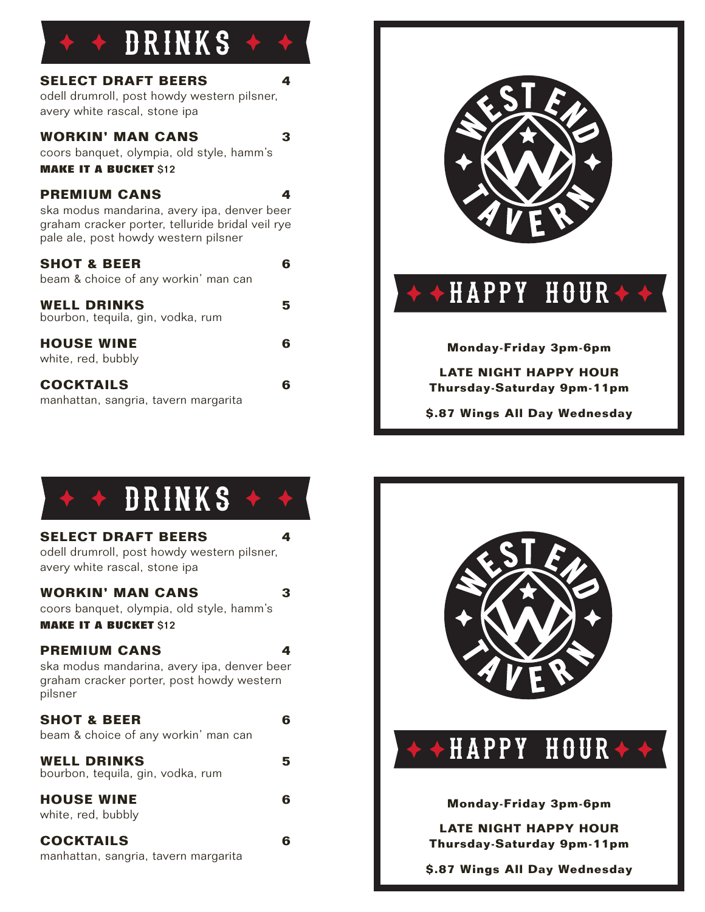# DRINKS

**SELECT DRAFT BEERS** 4
odell drumroll, post howdy western pilsner, avery white rascal, stone ipa

**WORKIN' MAN CANS** 3
coors banquet, olympia, old style, hamm's
**MAKE IT A BUCKET** $12

**PREMIUM CANS** 4
ska modus mandarina, avery ipa, denver beer graham cracker porter, telluride bridal veil rye pale ale, post howdy western pilsner

**SHOT & BEER** 6
beam & choice of any workin' man can

**WELL DRINKS** 5
bourbon, tequila, gin, vodka, rum

**HOUSE WINE** 6
white, red, bubbly

**COCKTAILS** 6
manhattan, sangria, tavern margarita

WEST END TAVERN

# HAPPY HOUR

**Monday-Friday 3pm-6pm**

**LATE NIGHT HAPPY HOUR**
**Thursday-Saturday 9pm-11pm**

**$.87 Wings All Day Wednesday**

# DRINKS

**SELECT DRAFT BEERS** 4
odell drumroll, post howdy western pilsner, avery white rascal, stone ipa

**WORKIN' MAN CANS** 3
coors banquet, olympia, old style, hamm's
**MAKE IT A BUCKET** $12

**PREMIUM CANS** 4
ska modus mandarina, avery ipa, denver beer graham cracker porter, post howdy western pilsner

**SHOT & BEER** 6
beam & choice of any workin' man can

**WELL DRINKS** 5
bourbon, tequila, gin, vodka, rum

**HOUSE WINE** 6
white, red, bubbly

**COCKTAILS** 6
manhattan, sangria, tavern margarita

WEST END TAVERN

# HAPPY HOUR

**Monday-Friday 3pm-6pm**

**LATE NIGHT HAPPY HOUR**
**Thursday-Saturday 9pm-11pm**

**$.87 Wings All Day Wednesday**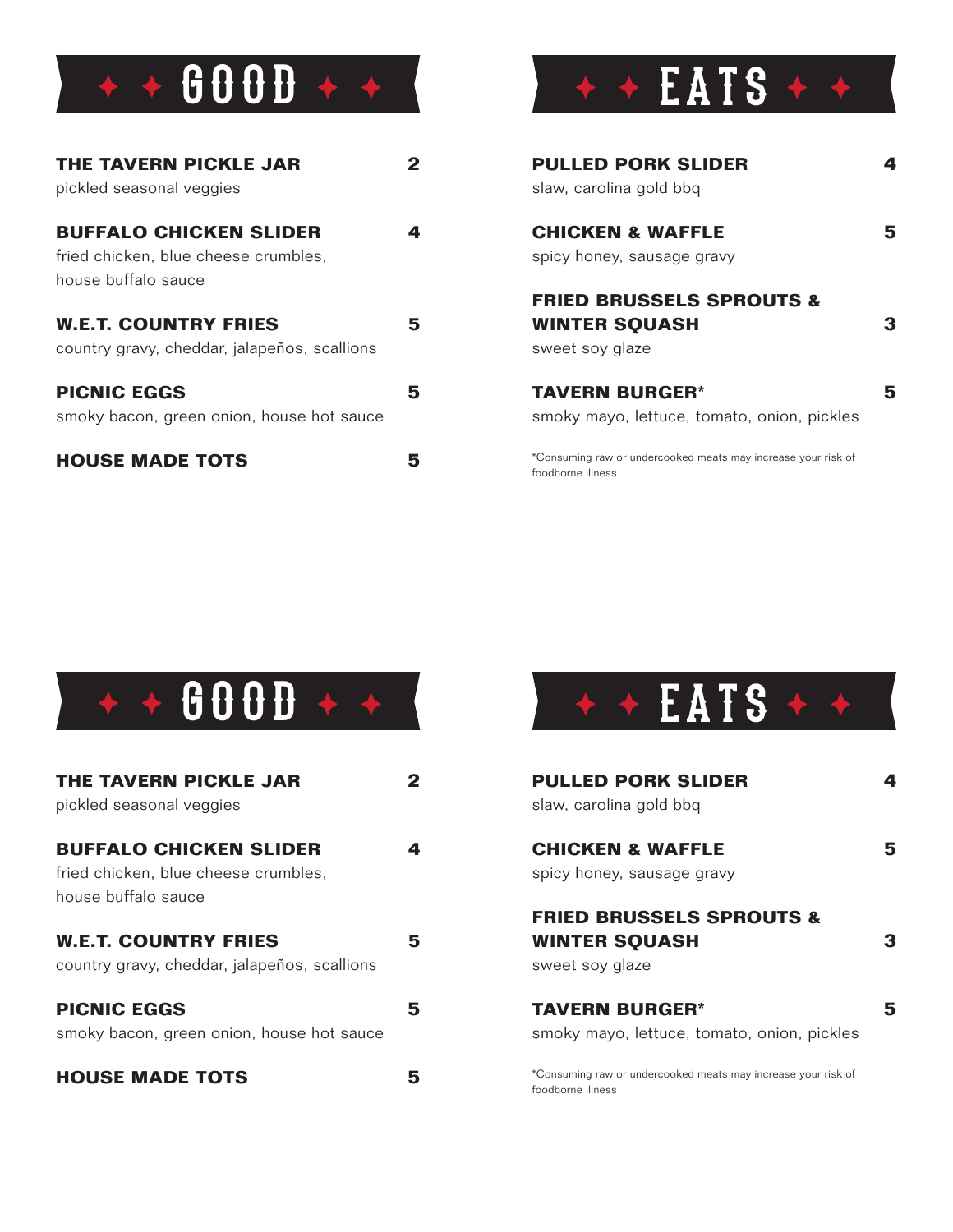# ✦ ✦ GOOD ✦ ✦

**THE TAVERN PICKLE JAR** — **2**
pickled seasonal veggies

**BUFFALO CHICKEN SLIDER** — **4**
fried chicken, blue cheese crumbles, house buffalo sauce

**W.E.T. COUNTRY FRIES** — **5**
country gravy, cheddar, jalapeños, scallions

**PICNIC EGGS** — **5**
smoky bacon, green onion, house hot sauce

**HOUSE MADE TOTS** — **5**

# ✦ ✦ EATS ✦ ✦

**PULLED PORK SLIDER** — **4**
slaw, carolina gold bbq

**CHICKEN & WAFFLE** — **5**
spicy honey, sausage gravy

**FRIED BRUSSELS SPROUTS & WINTER SQUASH** — **3**
sweet soy glaze

**TAVERN BURGER*** — **5**
smoky mayo, lettuce, tomato, onion, pickles

*Consuming raw or undercooked meats may increase your risk of foodborne illness

# ✦ ✦ GOOD ✦ ✦

**THE TAVERN PICKLE JAR** — **2**
pickled seasonal veggies

**BUFFALO CHICKEN SLIDER** — **4**
fried chicken, blue cheese crumbles, house buffalo sauce

**W.E.T. COUNTRY FRIES** — **5**
country gravy, cheddar, jalapeños, scallions

**PICNIC EGGS** — **5**
smoky bacon, green onion, house hot sauce

**HOUSE MADE TOTS** — **5**

# ✦ ✦ EATS ✦ ✦

**PULLED PORK SLIDER** — **4**
slaw, carolina gold bbq

**CHICKEN & WAFFLE** — **5**
spicy honey, sausage gravy

**FRIED BRUSSELS SPROUTS & WINTER SQUASH** — **3**
sweet soy glaze

**TAVERN BURGER*** — **5**
smoky mayo, lettuce, tomato, onion, pickles

*Consuming raw or undercooked meats may increase your risk of foodborne illness